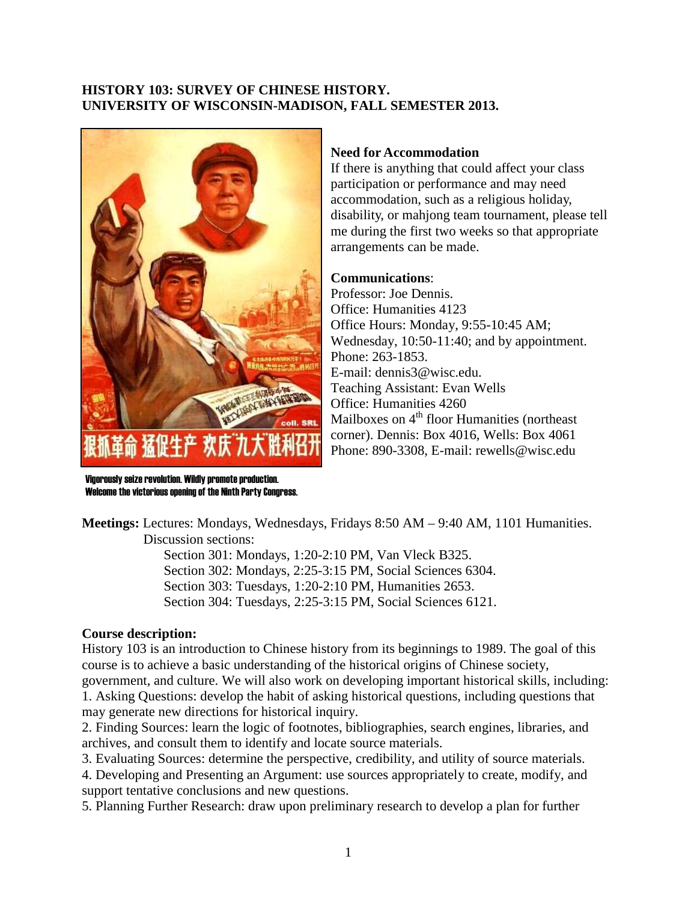**HISTORY 103: SURVEY OF CHINESE HISTORY.**
**UNIVERSITY OF WISCONSIN-MADISON, FALL SEMESTER 2013.**

Vigorously seize revolution. Wildly promote production.
Welcome the victorious opening of the Ninth Party Congress.

**Need for Accommodation**
If there is anything that could affect your class participation or performance and may need accommodation, such as a religious holiday, disability, or mahjong team tournament, please tell me during the first two weeks so that appropriate arrangements can be made.

**Communications**:
Professor: Joe Dennis.
Office: Humanities 4123
Office Hours: Monday, 9:55-10:45 AM; Wednesday, 10:50-11:40; and by appointment.
Phone: 263-1853.
E-mail: dennis3@wisc.edu.
Teaching Assistant: Evan Wells
Office: Humanities 4260
Mailboxes on 4th floor Humanities (northeast corner). Dennis: Box 4016, Wells: Box 4061
Phone: 890-3308, E-mail: rewells@wisc.edu

**Meetings:** Lectures: Mondays, Wednesdays, Fridays 8:50 AM – 9:40 AM, 1101 Humanities.
Discussion sections:
- Section 301: Mondays, 1:20-2:10 PM, Van Vleck B325.
- Section 302: Mondays, 2:25-3:15 PM, Social Sciences 6304.
- Section 303: Tuesdays, 1:20-2:10 PM, Humanities 2653.
- Section 304: Tuesdays, 2:25-3:15 PM, Social Sciences 6121.

**Course description:**
History 103 is an introduction to Chinese history from its beginnings to 1989. The goal of this course is to achieve a basic understanding of the historical origins of Chinese society, government, and culture. We will also work on developing important historical skills, including:
1. Asking Questions: develop the habit of asking historical questions, including questions that may generate new directions for historical inquiry.
2. Finding Sources: learn the logic of footnotes, bibliographies, search engines, libraries, and archives, and consult them to identify and locate source materials.
3. Evaluating Sources: determine the perspective, credibility, and utility of source materials.
4. Developing and Presenting an Argument: use sources appropriately to create, modify, and support tentative conclusions and new questions.
5. Planning Further Research: draw upon preliminary research to develop a plan for further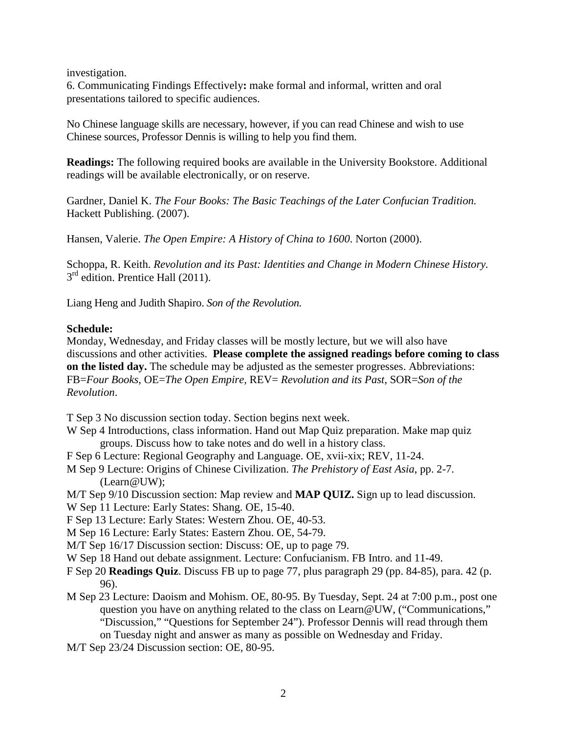investigation.

6. Communicating Findings Effectively**:** make formal and informal, written and oral presentations tailored to specific audiences.

No Chinese language skills are necessary, however, if you can read Chinese and wish to use Chinese sources, Professor Dennis is willing to help you find them.

**Readings:** The following required books are available in the University Bookstore. Additional readings will be available electronically, or on reserve.

Gardner, Daniel K. *The Four Books: The Basic Teachings of the Later Confucian Tradition.* Hackett Publishing. (2007).

Hansen, Valerie. *The Open Empire: A History of China to 1600*. Norton (2000).

Schoppa, R. Keith. *Revolution and its Past: Identities and Change in Modern Chinese History.* 3rd edition. Prentice Hall (2011).

Liang Heng and Judith Shapiro. *Son of the Revolution.*

**Schedule:**

Monday, Wednesday, and Friday classes will be mostly lecture, but we will also have discussions and other activities. **Please complete the assigned readings before coming to class on the listed day.** The schedule may be adjusted as the semester progresses. Abbreviations: FB=*Four Books*, OE=*The Open Empire*, REV= *Revolution and its Past*, SOR=*Son of the Revolution*.

T Sep 3 No discussion section today. Section begins next week.

W Sep 4 Introductions, class information. Hand out Map Quiz preparation. Make map quiz groups. Discuss how to take notes and do well in a history class.

F Sep 6 Lecture: Regional Geography and Language. OE, xvii-xix; REV, 11-24.

M Sep 9 Lecture: Origins of Chinese Civilization. *The Prehistory of East Asia*, pp. 2-7. (Learn@UW);

M/T Sep 9/10 Discussion section: Map review and **MAP QUIZ.** Sign up to lead discussion.

W Sep 11 Lecture: Early States: Shang. OE, 15-40.

F Sep 13 Lecture: Early States: Western Zhou. OE, 40-53.

M Sep 16 Lecture: Early States: Eastern Zhou. OE, 54-79.

M/T Sep 16/17 Discussion section: Discuss: OE, up to page 79.

W Sep 18 Hand out debate assignment. Lecture: Confucianism. FB Intro. and 11-49.

F Sep 20 **Readings Quiz**. Discuss FB up to page 77, plus paragraph 29 (pp. 84-85), para. 42 (p. 96).

M Sep 23 Lecture: Daoism and Mohism. OE, 80-95. By Tuesday, Sept. 24 at 7:00 p.m., post one question you have on anything related to the class on Learn@UW, ("Communications," "Discussion," "Questions for September 24"). Professor Dennis will read through them on Tuesday night and answer as many as possible on Wednesday and Friday.

M/T Sep 23/24 Discussion section: OE, 80-95.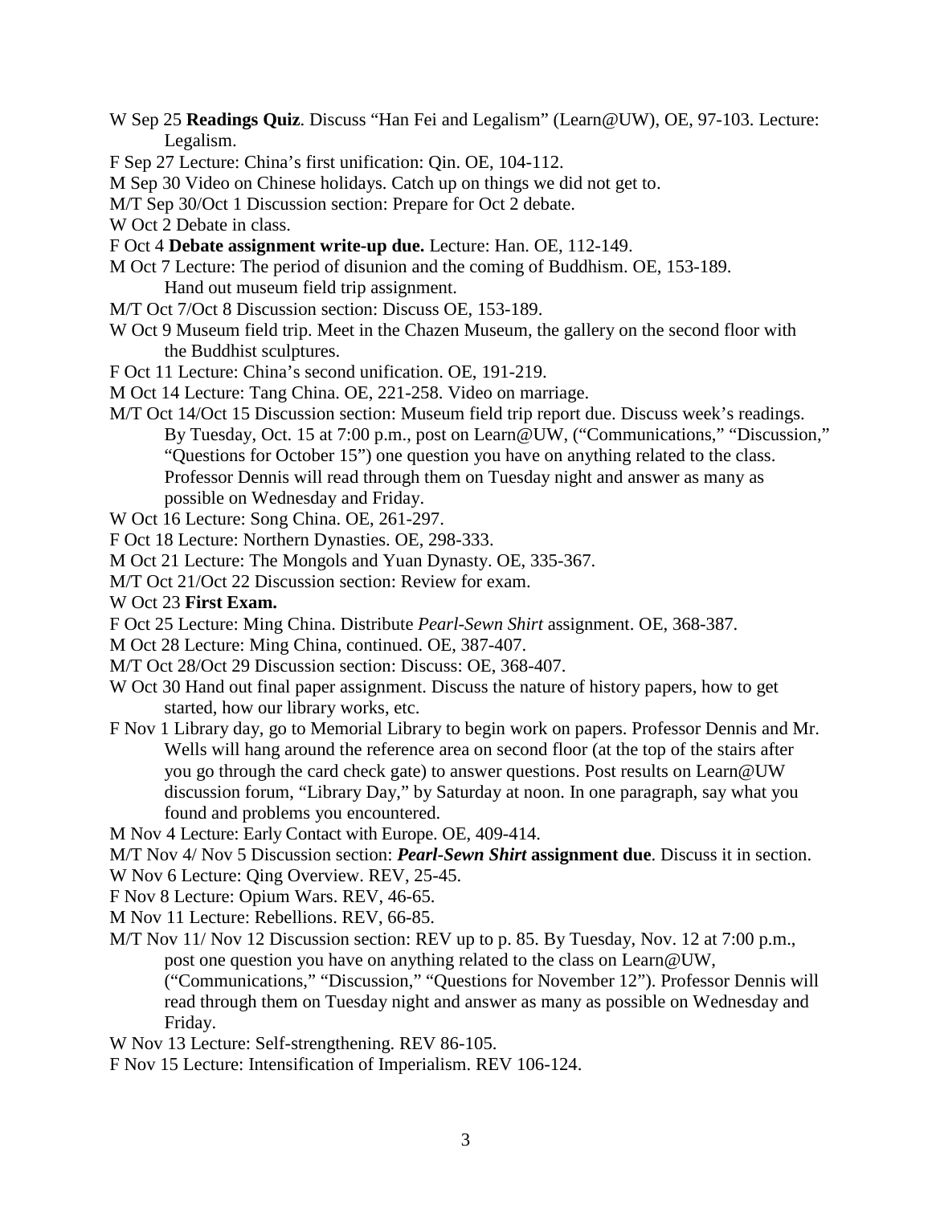W Sep 25 **Readings Quiz**. Discuss "Han Fei and Legalism" (Learn@UW), OE, 97-103. Lecture: Legalism.

F Sep 27 Lecture: China's first unification: Qin. OE, 104-112.

M Sep 30 Video on Chinese holidays. Catch up on things we did not get to.

M/T Sep 30/Oct 1 Discussion section: Prepare for Oct 2 debate.

W Oct 2 Debate in class.

F Oct 4 **Debate assignment write-up due.** Lecture: Han. OE, 112-149.

M Oct 7 Lecture: The period of disunion and the coming of Buddhism. OE, 153-189. Hand out museum field trip assignment.

M/T Oct 7/Oct 8 Discussion section: Discuss OE, 153-189.

W Oct 9 Museum field trip. Meet in the Chazen Museum, the gallery on the second floor with the Buddhist sculptures.

F Oct 11 Lecture: China's second unification. OE, 191-219.

M Oct 14 Lecture: Tang China. OE, 221-258. Video on marriage.

M/T Oct 14/Oct 15 Discussion section: Museum field trip report due. Discuss week's readings. By Tuesday, Oct. 15 at 7:00 p.m., post on Learn@UW, ("Communications," "Discussion," "Questions for October 15") one question you have on anything related to the class. Professor Dennis will read through them on Tuesday night and answer as many as possible on Wednesday and Friday.

W Oct 16 Lecture: Song China. OE, 261-297.

F Oct 18 Lecture: Northern Dynasties. OE, 298-333.

M Oct 21 Lecture: The Mongols and Yuan Dynasty. OE, 335-367.

M/T Oct 21/Oct 22 Discussion section: Review for exam.

W Oct 23 **First Exam.**

F Oct 25 Lecture: Ming China. Distribute *Pearl-Sewn Shirt* assignment. OE, 368-387.

M Oct 28 Lecture: Ming China, continued. OE, 387-407.

M/T Oct 28/Oct 29 Discussion section: Discuss: OE, 368-407.

W Oct 30 Hand out final paper assignment. Discuss the nature of history papers, how to get started, how our library works, etc.

F Nov 1 Library day, go to Memorial Library to begin work on papers. Professor Dennis and Mr. Wells will hang around the reference area on second floor (at the top of the stairs after you go through the card check gate) to answer questions. Post results on Learn@UW discussion forum, "Library Day," by Saturday at noon. In one paragraph, say what you found and problems you encountered.

M Nov 4 Lecture: Early Contact with Europe. OE, 409-414.

M/T Nov 4/ Nov 5 Discussion section: ***Pearl-Sewn Shirt* assignment due**. Discuss it in section.

W Nov 6 Lecture: Qing Overview. REV, 25-45.

F Nov 8 Lecture: Opium Wars. REV, 46-65.

M Nov 11 Lecture: Rebellions. REV, 66-85.

M/T Nov 11/ Nov 12 Discussion section: REV up to p. 85. By Tuesday, Nov. 12 at 7:00 p.m., post one question you have on anything related to the class on Learn@UW, ("Communications," "Discussion," "Questions for November 12"). Professor Dennis will read through them on Tuesday night and answer as many as possible on Wednesday and Friday.

W Nov 13 Lecture: Self-strengthening. REV 86-105.

F Nov 15 Lecture: Intensification of Imperialism. REV 106-124.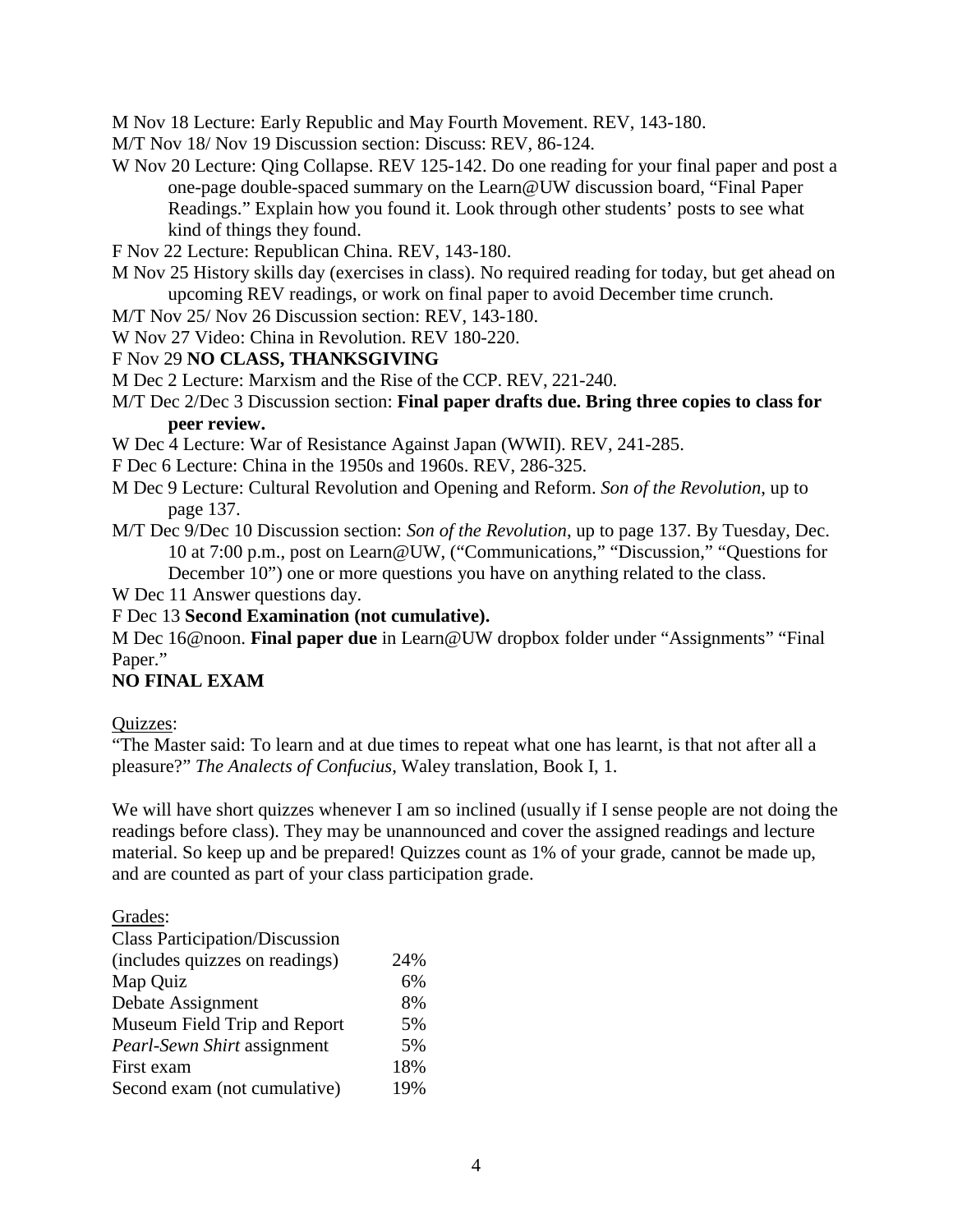M Nov 18 Lecture: Early Republic and May Fourth Movement. REV, 143-180.

M/T Nov 18/ Nov 19 Discussion section: Discuss: REV, 86-124.

W Nov 20 Lecture: Qing Collapse. REV 125-142. Do one reading for your final paper and post a one-page double-spaced summary on the Learn@UW discussion board, "Final Paper Readings." Explain how you found it. Look through other students' posts to see what kind of things they found.

F Nov 22 Lecture: Republican China. REV, 143-180.

M Nov 25 History skills day (exercises in class). No required reading for today, but get ahead on upcoming REV readings, or work on final paper to avoid December time crunch.

M/T Nov 25/ Nov 26 Discussion section: REV, 143-180.

W Nov 27 Video: China in Revolution. REV 180-220.

F Nov 29 **NO CLASS, THANKSGIVING**

M Dec 2 Lecture: Marxism and the Rise of the CCP. REV, 221-240.

M/T Dec 2/Dec 3 Discussion section: **Final paper drafts due. Bring three copies to class for peer review.**

W Dec 4 Lecture: War of Resistance Against Japan (WWII). REV, 241-285.

F Dec 6 Lecture: China in the 1950s and 1960s. REV, 286-325.

M Dec 9 Lecture: Cultural Revolution and Opening and Reform. *Son of the Revolution*, up to page 137.

M/T Dec 9/Dec 10 Discussion section: *Son of the Revolution*, up to page 137. By Tuesday, Dec. 10 at 7:00 p.m., post on Learn@UW, ("Communications," "Discussion," "Questions for December 10") one or more questions you have on anything related to the class.

W Dec 11 Answer questions day.

F Dec 13 **Second Examination (not cumulative).**

M Dec 16@noon. **Final paper due** in Learn@UW dropbox folder under "Assignments" "Final Paper."

**NO FINAL EXAM**

Quizzes:

"The Master said: To learn and at due times to repeat what one has learnt, is that not after all a pleasure?" *The Analects of Confucius*, Waley translation, Book I, 1.

We will have short quizzes whenever I am so inclined (usually if I sense people are not doing the readings before class). They may be unannounced and cover the assigned readings and lecture material. So keep up and be prepared! Quizzes count as 1% of your grade, cannot be made up, and are counted as part of your class participation grade.

Grades:

| | |
|---|---|
| Class Participation/Discussion (includes quizzes on readings) | 24% |
| Map Quiz | 6% |
| Debate Assignment | 8% |
| Museum Field Trip and Report | 5% |
| *Pearl-Sewn Shirt* assignment | 5% |
| First exam | 18% |
| Second exam (not cumulative) | 19% |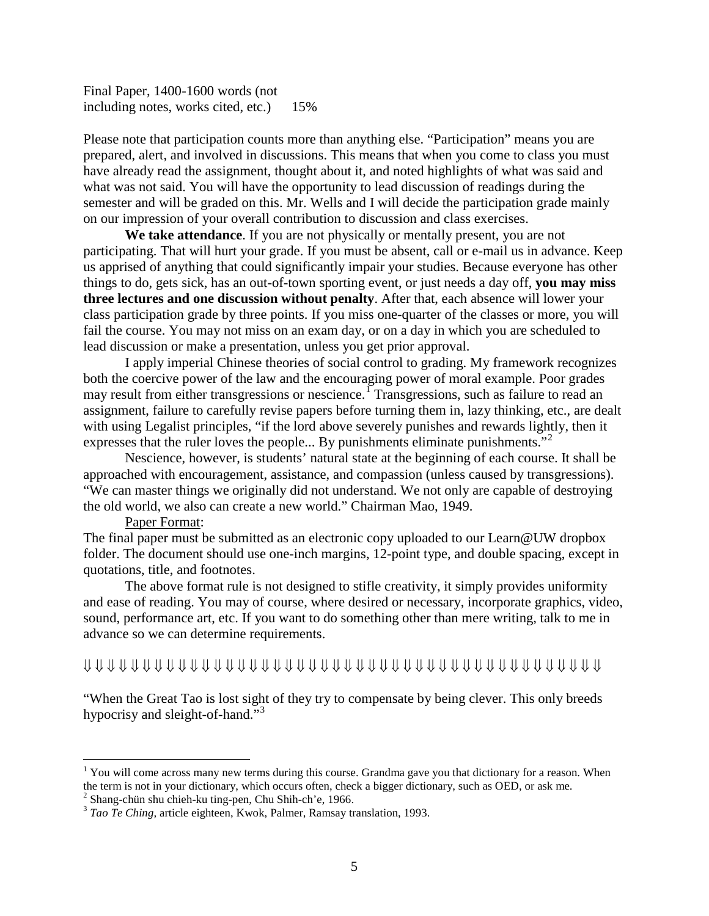Final Paper, 1400-1600 words (not including notes, works cited, etc.) 15%

Please note that participation counts more than anything else. "Participation" means you are prepared, alert, and involved in discussions. This means that when you come to class you must have already read the assignment, thought about it, and noted highlights of what was said and what was not said. You will have the opportunity to lead discussion of readings during the semester and will be graded on this. Mr. Wells and I will decide the participation grade mainly on our impression of your overall contribution to discussion and class exercises.

**We take attendance**. If you are not physically or mentally present, you are not participating. That will hurt your grade. If you must be absent, call or e-mail us in advance. Keep us apprised of anything that could significantly impair your studies. Because everyone has other things to do, gets sick, has an out-of-town sporting event, or just needs a day off, **you may miss three lectures and one discussion without penalty**. After that, each absence will lower your class participation grade by three points. If you miss one-quarter of the classes or more, you will fail the course. You may not miss on an exam day, or on a day in which you are scheduled to lead discussion or make a presentation, unless you get prior approval.

I apply imperial Chinese theories of social control to grading. My framework recognizes both the coercive power of the law and the encouraging power of moral example. Poor grades may result from either transgressions or nescience.[1] Transgressions, such as failure to read an assignment, failure to carefully revise papers before turning them in, lazy thinking, etc., are dealt with using Legalist principles, "if the lord above severely punishes and rewards lightly, then it expresses that the ruler loves the people... By punishments eliminate punishments."[2]

Nescience, however, is students' natural state at the beginning of each course. It shall be approached with encouragement, assistance, and compassion (unless caused by transgressions). "We can master things we originally did not understand. We not only are capable of destroying the old world, we also can create a new world." Chairman Mao, 1949.

Paper Format:

The final paper must be submitted as an electronic copy uploaded to our Learn@UW dropbox folder. The document should use one-inch margins, 12-point type, and double spacing, except in quotations, title, and footnotes.

The above format rule is not designed to stifle creativity, it simply provides uniformity and ease of reading. You may of course, where desired or necessary, incorporate graphics, video, sound, performance art, etc. If you want to do something other than mere writing, talk to me in advance so we can determine requirements.

⇓ ⇓ ⇓ ⇓ ⇓ ⇓ ⇓ ⇓ ⇓ ⇓ ⇓ ⇓ ⇓ ⇓ ⇓ ⇓ ⇓ ⇓ ⇓ ⇓ ⇓ ⇓ ⇓ ⇓ ⇓ ⇓ ⇓ ⇓ ⇓ ⇓ ⇓ ⇓ ⇓ ⇓ ⇓ ⇓ ⇓ ⇓ ⇓ ⇓ ⇓ ⇓ ⇓ ⇓ ⇓ ⇓ ⇓ ⇓

"When the Great Tao is lost sight of they try to compensate by being clever. This only breeds hypocrisy and sleight-of-hand."[3]

---

[1] You will come across many new terms during this course. Grandma gave you that dictionary for a reason. When the term is not in your dictionary, which occurs often, check a bigger dictionary, such as OED, or ask me.

[2] Shang-chün shu chieh-ku ting-pen, Chu Shih-ch'e, 1966.

[3] *Tao Te Ching,* article eighteen, Kwok, Palmer, Ramsay translation, 1993.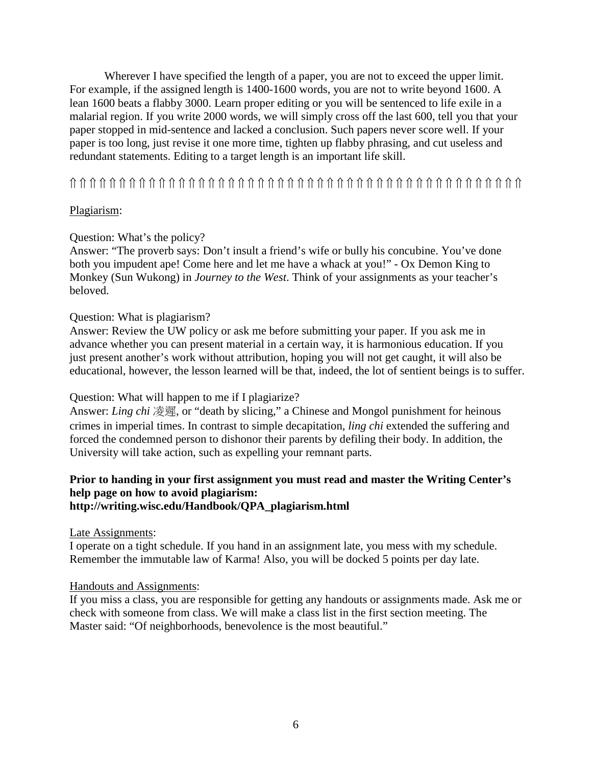Wherever I have specified the length of a paper, you are not to exceed the upper limit. For example, if the assigned length is 1400-1600 words, you are not to write beyond 1600. A lean 1600 beats a flabby 3000. Learn proper editing or you will be sentenced to life exile in a malarial region. If you write 2000 words, we will simply cross off the last 600, tell you that your paper stopped in mid-sentence and lacked a conclusion. Such papers never score well. If your paper is too long, just revise it one more time, tighten up flabby phrasing, and cut useless and redundant statements. Editing to a target length is an important life skill.

⫛⫛⫛⫛⫛⫛⫛⫛⫛⫛⫛⫛⫛⫛⫛⫛⫛⫛⫛⫛⫛⫛⫛⫛⫛⫛⫛⫛⫛⫛⫛⫛⫛⫛⫛⫛⫛⫛⫛⫛⫛⫛⫛⫛⫛⫛⫛⫛⫛⫛⫛⫛⫛⫛⫛

Plagiarism:

Question: What's the policy?
Answer: "The proverb says: Don't insult a friend's wife or bully his concubine. You've done both you impudent ape! Come here and let me have a whack at you!" - Ox Demon King to Monkey (Sun Wukong) in *Journey to the West*. Think of your assignments as your teacher's beloved.

Question: What is plagiarism?
Answer: Review the UW policy or ask me before submitting your paper. If you ask me in advance whether you can present material in a certain way, it is harmonious education. If you just present another's work without attribution, hoping you will not get caught, it will also be educational, however, the lesson learned will be that, indeed, the lot of sentient beings is to suffer.

Question: What will happen to me if I plagiarize?
Answer: *Ling chi* 凌遲, or "death by slicing," a Chinese and Mongol punishment for heinous crimes in imperial times. In contrast to simple decapitation, *ling chi* extended the suffering and forced the condemned person to dishonor their parents by defiling their body. In addition, the University will take action, such as expelling your remnant parts.

**Prior to handing in your first assignment you must read and master the Writing Center's help page on how to avoid plagiarism:**
**http://writing.wisc.edu/Handbook/QPA_plagiarism.html**

Late Assignments:
I operate on a tight schedule. If you hand in an assignment late, you mess with my schedule. Remember the immutable law of Karma! Also, you will be docked 5 points per day late.

Handouts and Assignments:
If you miss a class, you are responsible for getting any handouts or assignments made. Ask me or check with someone from class. We will make a class list in the first section meeting. The Master said: "Of neighborhoods, benevolence is the most beautiful."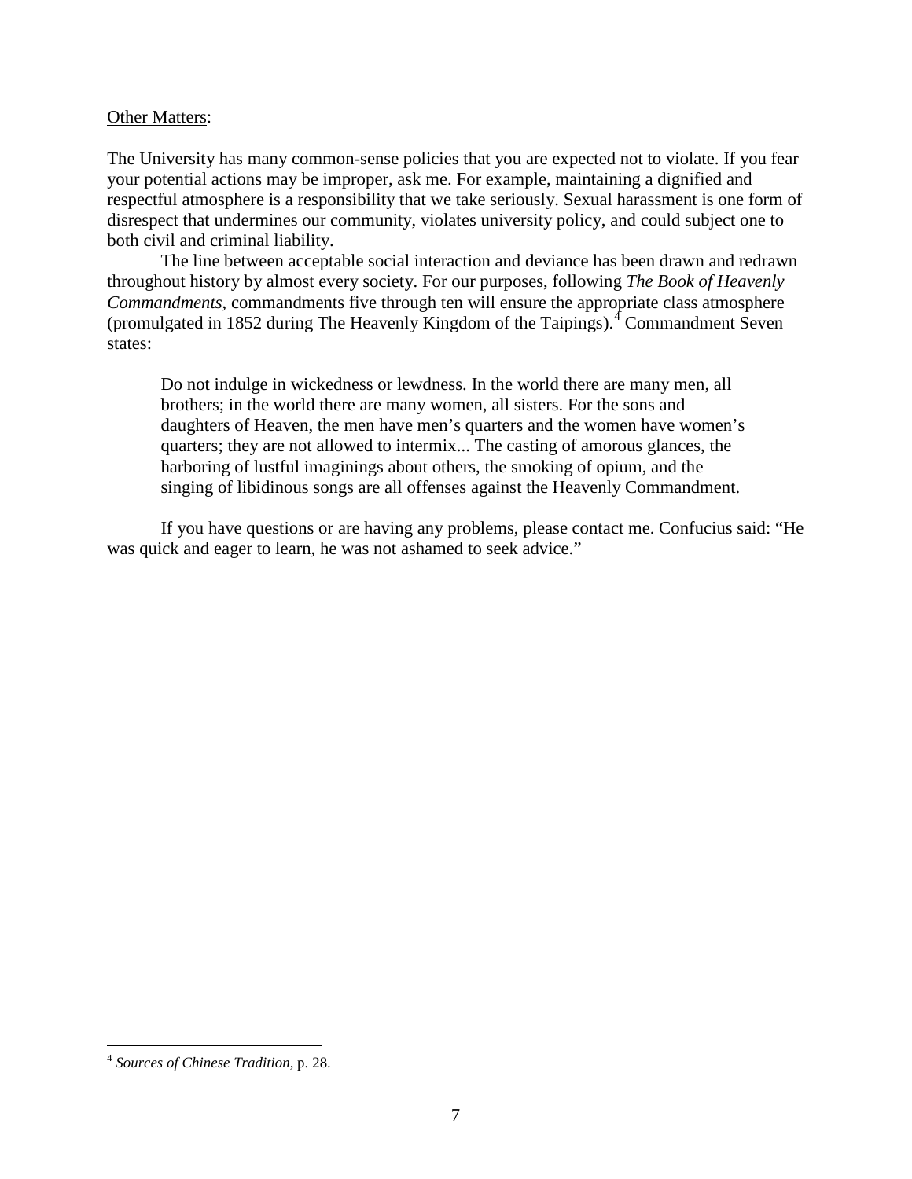Other Matters:

The University has many common-sense policies that you are expected not to violate. If you fear your potential actions may be improper, ask me. For example, maintaining a dignified and respectful atmosphere is a responsibility that we take seriously. Sexual harassment is one form of disrespect that undermines our community, violates university policy, and could subject one to both civil and criminal liability.

The line between acceptable social interaction and deviance has been drawn and redrawn throughout history by almost every society. For our purposes, following *The Book of Heavenly Commandments*, commandments five through ten will ensure the appropriate class atmosphere (promulgated in 1852 during The Heavenly Kingdom of the Taipings).[4] Commandment Seven states:

> Do not indulge in wickedness or lewdness. In the world there are many men, all brothers; in the world there are many women, all sisters. For the sons and daughters of Heaven, the men have men's quarters and the women have women's quarters; they are not allowed to intermix... The casting of amorous glances, the harboring of lustful imaginings about others, the smoking of opium, and the singing of libidinous songs are all offenses against the Heavenly Commandment.

If you have questions or are having any problems, please contact me. Confucius said: "He was quick and eager to learn, he was not ashamed to seek advice."

[4] *Sources of Chinese Tradition,* p. 28.